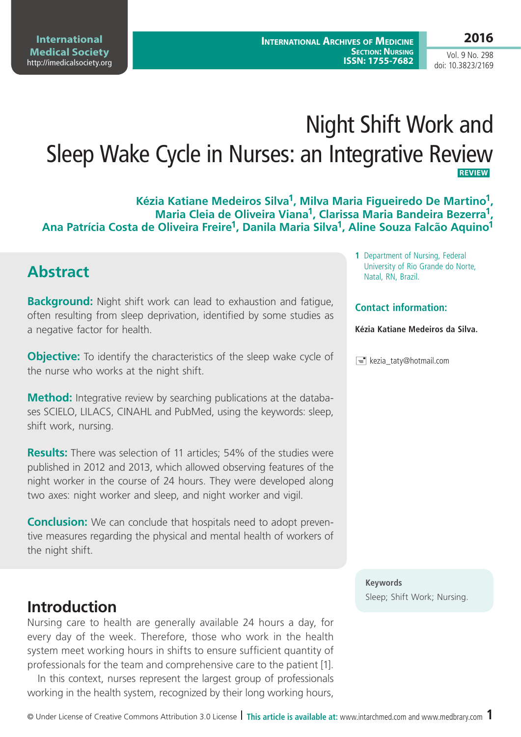# Night Shift Work and Sleep Wake Cycle in Nurses: an Integrative Review

**REVIEW**

**Kézia Katiane Medeiros Silva[1], Milva Maria Figueiredo De Martino[1], Maria Cleia de Oliveira Viana[1], Clarissa Maria Bandeira Bezerra[1], Ana Patrícia Costa de Oliveira Freire[1], Danila Maria Silva[1], Aline Souza Falcão Aquino[1]**

1 Department of Nursing, Federal University of Rio Grande do Norte, Natal, RN, Brazil.

**Contact information:**

**Kézia Katiane Medeiros da Silva.**

kezia_taty@hotmail.com

## Abstract

**Background:** Night shift work can lead to exhaustion and fatigue, often resulting from sleep deprivation, identified by some studies as a negative factor for health.

**Objective:** To identify the characteristics of the sleep wake cycle of the nurse who works at the night shift.

**Method:** Integrative review by searching publications at the databases SCIELO, LILACS, CINAHL and PubMed, using the keywords: sleep, shift work, nursing.

**Results:** There was selection of 11 articles; 54% of the studies were published in 2012 and 2013, which allowed observing features of the night worker in the course of 24 hours. They were developed along two axes: night worker and sleep, and night worker and vigil.

**Conclusion:** We can conclude that hospitals need to adopt preventive measures regarding the physical and mental health of workers of the night shift.

**Keywords**

Sleep; Shift Work; Nursing.

## Introduction

Nursing care to health are generally available 24 hours a day, for every day of the week. Therefore, those who work in the health system meet working hours in shifts to ensure sufficient quantity of professionals for the team and comprehensive care to the patient [1].

In this context, nurses represent the largest group of professionals working in the health system, recognized by their long working hours,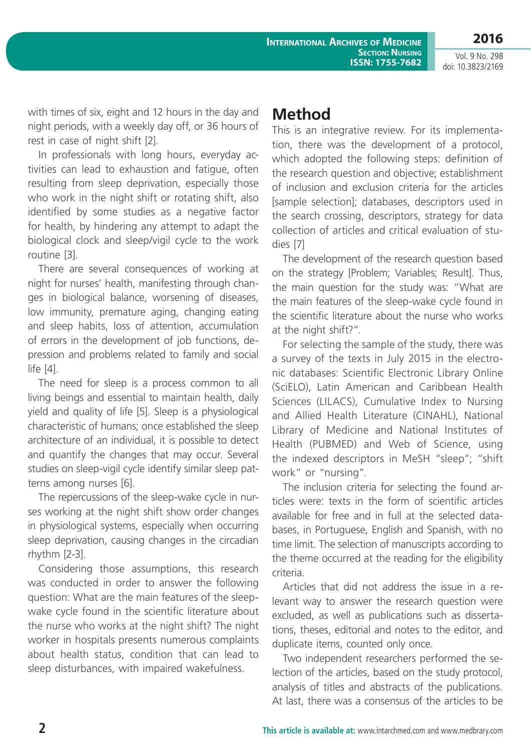with times of six, eight and 12 hours in the day and night periods, with a weekly day off, or 36 hours of rest in case of night shift [2].

In professionals with long hours, everyday activities can lead to exhaustion and fatigue, often resulting from sleep deprivation, especially those who work in the night shift or rotating shift, also identified by some studies as a negative factor for health, by hindering any attempt to adapt the biological clock and sleep/vigil cycle to the work routine [3].

There are several consequences of working at night for nurses' health, manifesting through changes in biological balance, worsening of diseases, low immunity, premature aging, changing eating and sleep habits, loss of attention, accumulation of errors in the development of job functions, depression and problems related to family and social life [4].

The need for sleep is a process common to all living beings and essential to maintain health, daily yield and quality of life [5]. Sleep is a physiological characteristic of humans; once established the sleep architecture of an individual, it is possible to detect and quantify the changes that may occur. Several studies on sleep-vigil cycle identify similar sleep patterns among nurses [6].

The repercussions of the sleep-wake cycle in nurses working at the night shift show order changes in physiological systems, especially when occurring sleep deprivation, causing changes in the circadian rhythm [2-3].

Considering those assumptions, this research was conducted in order to answer the following question: What are the main features of the sleep-wake cycle found in the scientific literature about the nurse who works at the night shift? The night worker in hospitals presents numerous complaints about health status, condition that can lead to sleep disturbances, with impaired wakefulness.

# Method

This is an integrative review. For its implementation, there was the development of a protocol, which adopted the following steps: definition of the research question and objective; establishment of inclusion and exclusion criteria for the articles [sample selection]; databases, descriptors used in the search crossing, descriptors, strategy for data collection of articles and critical evaluation of studies [7]

The development of the research question based on the strategy [Problem; Variables; Result]. Thus, the main question for the study was: "What are the main features of the sleep-wake cycle found in the scientific literature about the nurse who works at the night shift?".

For selecting the sample of the study, there was a survey of the texts in July 2015 in the electronic databases: Scientific Electronic Library Online (SciELO), Latin American and Caribbean Health Sciences (LILACS), Cumulative Index to Nursing and Allied Health Literature (CINAHL), National Library of Medicine and National Institutes of Health (PUBMED) and Web of Science, using the indexed descriptors in MeSH "sleep"; "shift work" or "nursing".

The inclusion criteria for selecting the found articles were: texts in the form of scientific articles available for free and in full at the selected databases, in Portuguese, English and Spanish, with no time limit. The selection of manuscripts according to the theme occurred at the reading for the eligibility criteria.

Articles that did not address the issue in a relevant way to answer the research question were excluded, as well as publications such as dissertations, theses, editorial and notes to the editor, and duplicate items, counted only once.

Two independent researchers performed the selection of the articles, based on the study protocol, analysis of titles and abstracts of the publications. At last, there was a consensus of the articles to be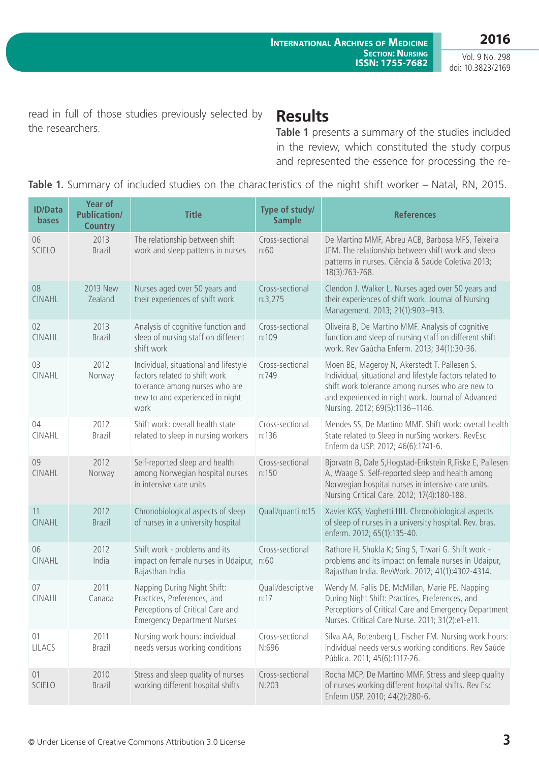read in full of those studies previously selected by the researchers.

## Results

**Table 1** presents a summary of the studies included in the review, which constituted the study corpus and represented the essence for processing the re-

**Table 1.** Summary of included studies on the characteristics of the night shift worker – Natal, RN, 2015.

| ID/Data bases | Year of Publication/ Country | Title | Type of study/ Sample | References |
|---|---|---|---|---|
| 06 SCIELO | 2013 Brazil | The relationship between shift work and sleep patterns in nurses | Cross-sectional n:60 | De Martino MMF, Abreu ACB, Barbosa MFS, Teixeira JEM. The relationship between shift work and sleep patterns in nurses. Ciência & Saúde Coletiva 2013; 18(3):763-768. |
| 08 CINAHL | 2013 New Zealand | Nurses aged over 50 years and their experiences of shift work | Cross-sectional n:3,275 | Clendon J. Walker L. Nurses aged over 50 years and their experiences of shift work. Journal of Nursing Management. 2013; 21(1):903–913. |
| 02 CINAHL | 2013 Brazil | Analysis of cognitive function and sleep of nursing staff on different shift work | Cross-sectional n:109 | Oliveira B, De Martino MMF. Analysis of cognitive function and sleep of nursing staff on different shift work. Rev Gaúcha Enferm. 2013; 34(1):30-36. |
| 03 CINAHL | 2012 Norway | Individual, situational and lifestyle factors related to shift work tolerance among nurses who are new to and experienced in night work | Cross-sectional n:749 | Moen BE, Mageroy N, Akerstedt T. Pallesen S. Individual, situational and lifestyle factors related to shift work tolerance among nurses who are new to and experienced in night work. Journal of Advanced Nursing. 2012; 69(5):1136–1146. |
| 04 CINAHL | 2012 Brazil | Shift work: overall health state related to sleep in nursing workers | Cross-sectional n:136 | Mendes SS, De Martino MMF. Shift work: overall health State related to Sleep in nurSing workers. RevEsc Enferm da USP. 2012; 46(6):1741-6. |
| 09 CINAHL | 2012 Norway | Self-reported sleep and health among Norwegian hospital nurses in intensive care units | Cross-sectional n:150 | Bjorvatn B, Dale S,Hogstad-Erikstein R,Fiske E, Pallesen A, Waage S. Self-reported sleep and health among Norwegian hospital nurses in intensive care units. Nursing Critical Care. 2012; 17(4):180-188. |
| 11 CINAHL | 2012 Brazil | Chronobiological aspects of sleep of nurses in a university hospital | Quali/quanti n:15 | Xavier KGS; Vaghetti HH. Chronobiological aspects of sleep of nurses in a university hospital. Rev. bras. enferm. 2012; 65(1):135-40. |
| 06 CINAHL | 2012 India | Shift work - problems and its impact on female nurses in Udaipur, Rajasthan India | Cross-sectional n:60 | Rathore H, Shukla K; Sing S, Tiwari G. Shift work - problems and its impact on female nurses in Udaipur, Rajasthan India. RevWork. 2012; 41(1):4302-4314. |
| 07 CINAHL | 2011 Canada | Napping During Night Shift: Practices, Preferences, and Perceptions of Critical Care and Emergency Department Nurses | Quali/descriptive n:17 | Wendy M. Fallis DE. McMillan, Marie PE. Napping During Night Shift: Practices, Preferences, and Perceptions of Critical Care and Emergency Department Nurses. Critical Care Nurse. 2011; 31(2):e1-e11. |
| 01 LILACS | 2011 Brazil | Nursing work hours: individual needs versus working conditions | Cross-sectional N:696 | Silva AA, Rotenberg L, Fischer FM. Nursing work hours: individual needs versus working conditions. Rev Saúde Pública. 2011; 45(6):1117-26. |
| 01 SCIELO | 2010 Brazil | Stress and sleep quality of nurses working different hospital shifts | Cross-sectional N:203 | Rocha MCP, De Martino MMF. Stress and sleep quality of nurses working different hospital shifts. Rev Esc Enferm USP. 2010; 44(2):280-6. |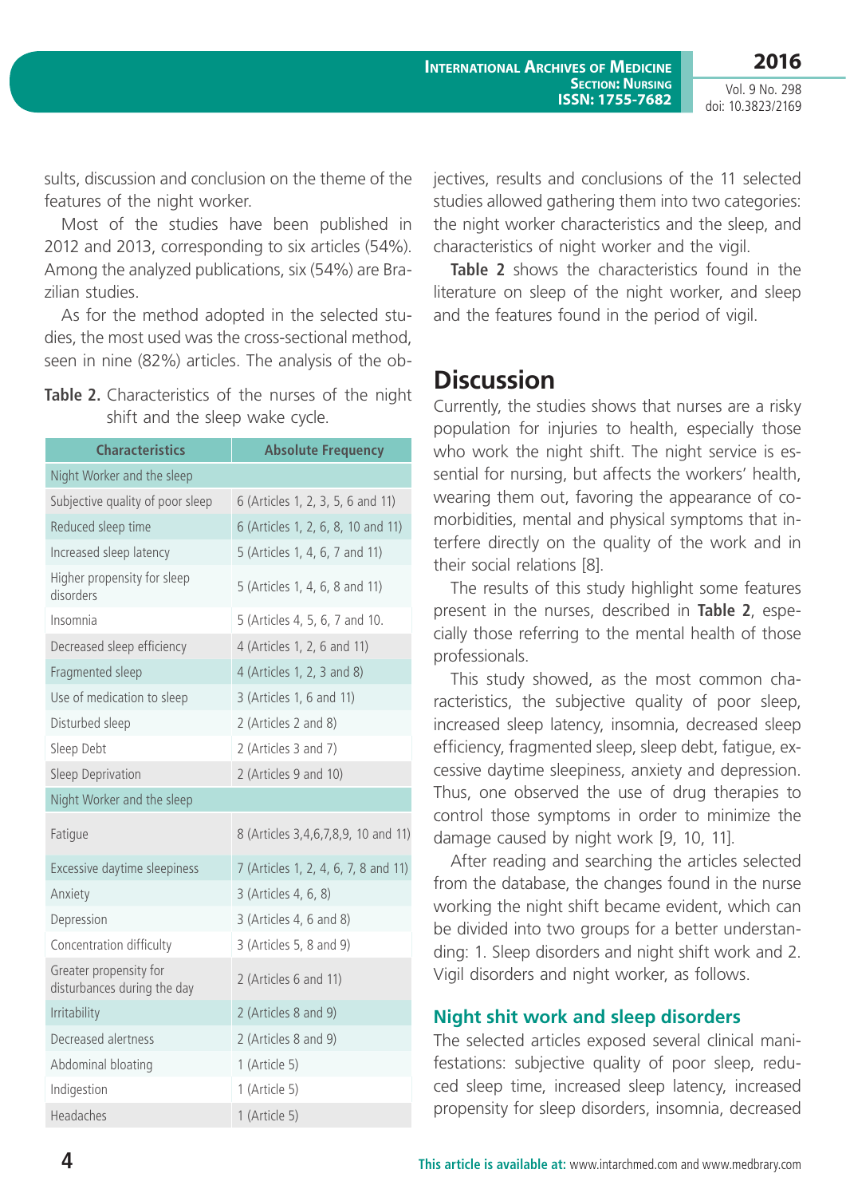sults, discussion and conclusion on the theme of the features of the night worker.

Most of the studies have been published in 2012 and 2013, corresponding to six articles (54%). Among the analyzed publications, six (54%) are Brazilian studies.

As for the method adopted in the selected studies, the most used was the cross-sectional method, seen in nine (82%) articles. The analysis of the objectives, results and conclusions of the 11 selected studies allowed gathering them into two categories: the night worker characteristics and the sleep, and characteristics of night worker and the vigil.

**Table 2.** Characteristics of the nurses of the night shift and the sleep wake cycle.

| Characteristics | Absolute Frequency |
|---|---|
| Night Worker and the sleep | |
| Subjective quality of poor sleep | 6 (Articles 1, 2, 3, 5, 6 and 11) |
| Reduced sleep time | 6 (Articles 1, 2, 6, 8, 10 and 11) |
| Increased sleep latency | 5 (Articles 1, 4, 6, 7 and 11) |
| Higher propensity for sleep disorders | 5 (Articles 1, 4, 6, 8 and 11) |
| Insomnia | 5 (Articles 4, 5, 6, 7 and 10. |
| Decreased sleep efficiency | 4 (Articles 1, 2, 6 and 11) |
| Fragmented sleep | 4 (Articles 1, 2, 3 and 8) |
| Use of medication to sleep | 3 (Articles 1, 6 and 11) |
| Disturbed sleep | 2 (Articles 2 and 8) |
| Sleep Debt | 2 (Articles 3 and 7) |
| Sleep Deprivation | 2 (Articles 9 and 10) |
| Night Worker and the sleep | |
| Fatigue | 8 (Articles 3,4,6,7,8,9, 10 and 11) |
| Excessive daytime sleepiness | 7 (Articles 1, 2, 4, 6, 7, 8 and 11) |
| Anxiety | 3 (Articles 4, 6, 8) |
| Depression | 3 (Articles 4, 6 and 8) |
| Concentration difficulty | 3 (Articles 5, 8 and 9) |
| Greater propensity for disturbances during the day | 2 (Articles 6 and 11) |
| Irritability | 2 (Articles 8 and 9) |
| Decreased alertness | 2 (Articles 8 and 9) |
| Abdominal bloating | 1 (Article 5) |
| Indigestion | 1 (Article 5) |
| Headaches | 1 (Article 5) |

**Table 2** shows the characteristics found in the literature on sleep of the night worker, and sleep and the features found in the period of vigil.

## Discussion

Currently, the studies shows that nurses are a risky population for injuries to health, especially those who work the night shift. The night service is essential for nursing, but affects the workers' health, wearing them out, favoring the appearance of comorbidities, mental and physical symptoms that interfere directly on the quality of the work and in their social relations [8].

The results of this study highlight some features present in the nurses, described in **Table 2**, especially those referring to the mental health of those professionals.

This study showed, as the most common characteristics, the subjective quality of poor sleep, increased sleep latency, insomnia, decreased sleep efficiency, fragmented sleep, sleep debt, fatigue, excessive daytime sleepiness, anxiety and depression. Thus, one observed the use of drug therapies to control those symptoms in order to minimize the damage caused by night work [9, 10, 11].

After reading and searching the articles selected from the database, the changes found in the nurse working the night shift became evident, which can be divided into two groups for a better understanding: 1. Sleep disorders and night shift work and 2. Vigil disorders and night worker, as follows.

### Night shit work and sleep disorders

The selected articles exposed several clinical manifestations: subjective quality of poor sleep, reduced sleep time, increased sleep latency, increased propensity for sleep disorders, insomnia, decreased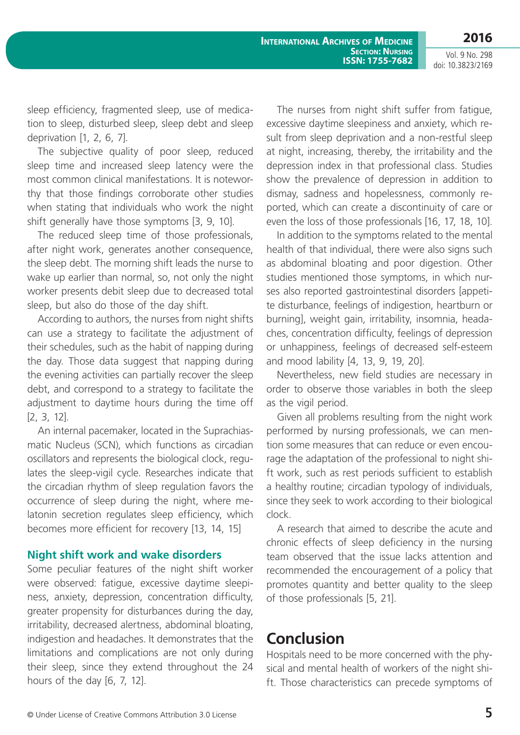sleep efficiency, fragmented sleep, use of medication to sleep, disturbed sleep, sleep debt and sleep deprivation [1, 2, 6, 7].

The subjective quality of poor sleep, reduced sleep time and increased sleep latency were the most common clinical manifestations. It is noteworthy that those findings corroborate other studies when stating that individuals who work the night shift generally have those symptoms [3, 9, 10].

The reduced sleep time of those professionals, after night work, generates another consequence, the sleep debt. The morning shift leads the nurse to wake up earlier than normal, so, not only the night worker presents debit sleep due to decreased total sleep, but also do those of the day shift.

According to authors, the nurses from night shifts can use a strategy to facilitate the adjustment of their schedules, such as the habit of napping during the day. Those data suggest that napping during the evening activities can partially recover the sleep debt, and correspond to a strategy to facilitate the adjustment to daytime hours during the time off [2, 3, 12].

An internal pacemaker, located in the Suprachiasmatic Nucleus (SCN), which functions as circadian oscillators and represents the biological clock, regulates the sleep-vigil cycle. Researches indicate that the circadian rhythm of sleep regulation favors the occurrence of sleep during the night, where melatonin secretion regulates sleep efficiency, which becomes more efficient for recovery [13, 14, 15]

### Night shift work and wake disorders

Some peculiar features of the night shift worker were observed: fatigue, excessive daytime sleepiness, anxiety, depression, concentration difficulty, greater propensity for disturbances during the day, irritability, decreased alertness, abdominal bloating, indigestion and headaches. It demonstrates that the limitations and complications are not only during their sleep, since they extend throughout the 24 hours of the day [6, 7, 12].

The nurses from night shift suffer from fatigue, excessive daytime sleepiness and anxiety, which result from sleep deprivation and a non-restful sleep at night, increasing, thereby, the irritability and the depression index in that professional class. Studies show the prevalence of depression in addition to dismay, sadness and hopelessness, commonly reported, which can create a discontinuity of care or even the loss of those professionals [16, 17, 18, 10].

In addition to the symptoms related to the mental health of that individual, there were also signs such as abdominal bloating and poor digestion. Other studies mentioned those symptoms, in which nurses also reported gastrointestinal disorders [appetite disturbance, feelings of indigestion, heartburn or burning], weight gain, irritability, insomnia, headaches, concentration difficulty, feelings of depression or unhappiness, feelings of decreased self-esteem and mood lability [4, 13, 9, 19, 20].

Nevertheless, new field studies are necessary in order to observe those variables in both the sleep as the vigil period.

Given all problems resulting from the night work performed by nursing professionals, we can mention some measures that can reduce or even encourage the adaptation of the professional to night shift work, such as rest periods sufficient to establish a healthy routine; circadian typology of individuals, since they seek to work according to their biological clock.

A research that aimed to describe the acute and chronic effects of sleep deficiency in the nursing team observed that the issue lacks attention and recommended the encouragement of a policy that promotes quantity and better quality to the sleep of those professionals [5, 21].

## Conclusion

Hospitals need to be more concerned with the physical and mental health of workers of the night shift. Those characteristics can precede symptoms of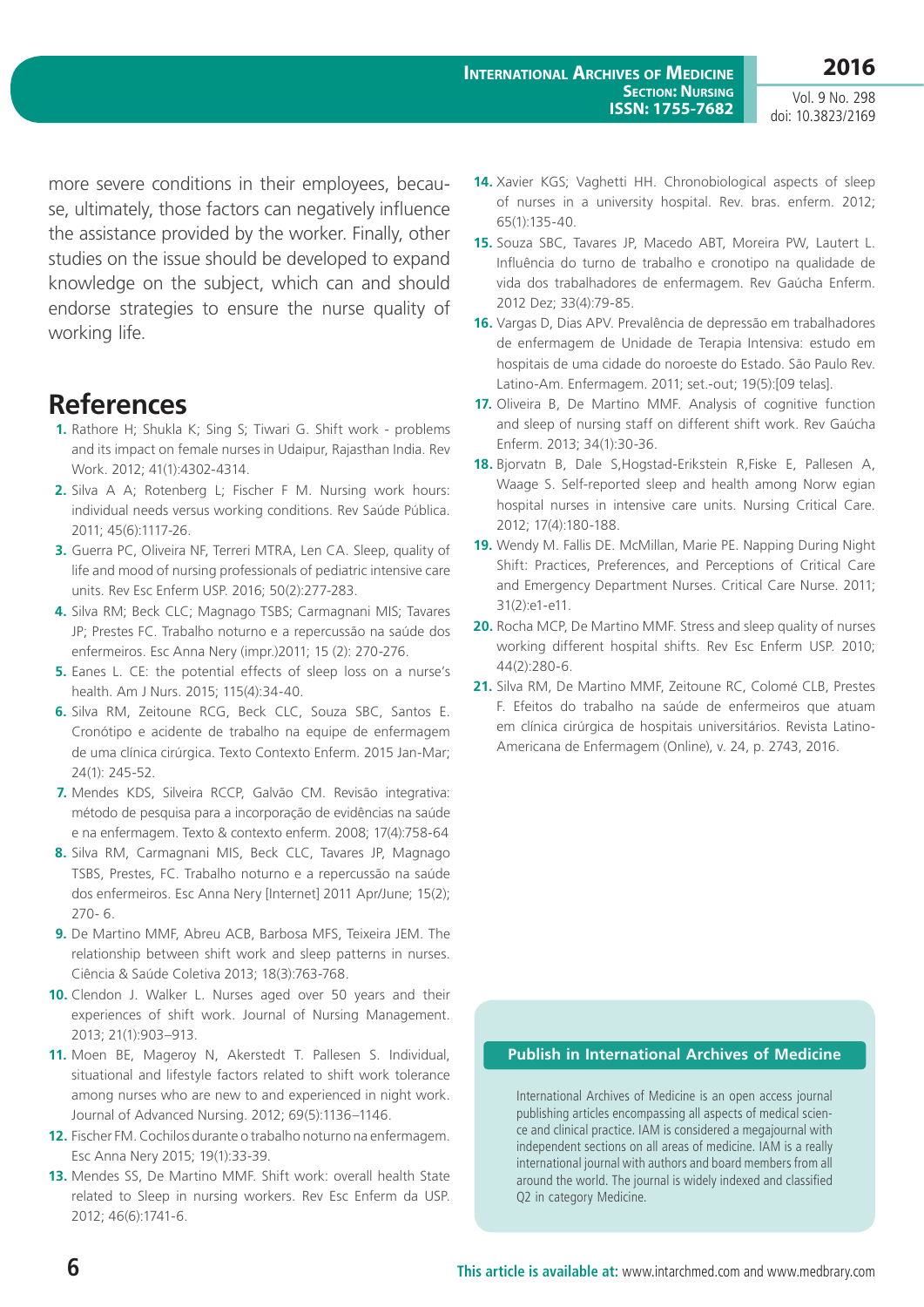more severe conditions in their employees, because, ultimately, those factors can negatively influence the assistance provided by the worker. Finally, other studies on the issue should be developed to expand knowledge on the subject, which can and should endorse strategies to ensure the nurse quality of working life.

## References

1. Rathore H; Shukla K; Sing S; Tiwari G. Shift work - problems and its impact on female nurses in Udaipur, Rajasthan India. Rev Work. 2012; 41(1):4302-4314.
2. Silva A A; Rotenberg L; Fischer F M. Nursing work hours: individual needs versus working conditions. Rev Saúde Pública. 2011; 45(6):1117-26.
3. Guerra PC, Oliveira NF, Terreri MTRA, Len CA. Sleep, quality of life and mood of nursing professionals of pediatric intensive care units. Rev Esc Enferm USP. 2016; 50(2):277-283.
4. Silva RM; Beck CLC; Magnago TSBS; Carmagnani MIS; Tavares JP; Prestes FC. Trabalho noturno e a repercussão na saúde dos enfermeiros. Esc Anna Nery (impr.)2011; 15 (2): 270-276.
5. Eanes L. CE: the potential effects of sleep loss on a nurse's health. Am J Nurs. 2015; 115(4):34-40.
6. Silva RM, Zeitoune RCG, Beck CLC, Souza SBC, Santos E. Cronótipo e acidente de trabalho na equipe de enfermagem de uma clínica cirúrgica. Texto Contexto Enferm. 2015 Jan-Mar; 24(1): 245-52.
7. Mendes KDS, Silveira RCCP, Galvão CM. Revisão integrativa: método de pesquisa para a incorporação de evidências na saúde e na enfermagem. Texto & contexto enferm. 2008; 17(4):758-64
8. Silva RM, Carmagnani MIS, Beck CLC, Tavares JP, Magnago TSBS, Prestes, FC. Trabalho noturno e a repercussão na saúde dos enfermeiros. Esc Anna Nery [Internet] 2011 Apr/June; 15(2); 270- 6.
9. De Martino MMF, Abreu ACB, Barbosa MFS, Teixeira JEM. The relationship between shift work and sleep patterns in nurses. Ciência & Saúde Coletiva 2013; 18(3):763-768.
10. Clendon J. Walker L. Nurses aged over 50 years and their experiences of shift work. Journal of Nursing Management. 2013; 21(1):903–913.
11. Moen BE, Mageroy N, Akerstedt T. Pallesen S. Individual, situational and lifestyle factors related to shift work tolerance among nurses who are new to and experienced in night work. Journal of Advanced Nursing. 2012; 69(5):1136–1146.
12. Fischer FM. Cochilos durante o trabalho noturno na enfermagem. Esc Anna Nery 2015; 19(1):33-39.
13. Mendes SS, De Martino MMF. Shift work: overall health State related to Sleep in nursing workers. Rev Esc Enferm da USP. 2012; 46(6):1741-6.
14. Xavier KGS; Vaghetti HH. Chronobiological aspects of sleep of nurses in a university hospital. Rev. bras. enferm. 2012; 65(1):135-40.
15. Souza SBC, Tavares JP, Macedo ABT, Moreira PW, Lautert L. Influência do turno de trabalho e cronotipo na qualidade de vida dos trabalhadores de enfermagem. Rev Gaúcha Enferm. 2012 Dez; 33(4):79-85.
16. Vargas D, Dias APV. Prevalência de depressão em trabalhadores de enfermagem de Unidade de Terapia Intensiva: estudo em hospitais de uma cidade do noroeste do Estado. São Paulo Rev. Latino-Am. Enfermagem. 2011; set.-out; 19(5):[09 telas].
17. Oliveira B, De Martino MMF. Analysis of cognitive function and sleep of nursing staff on different shift work. Rev Gaúcha Enferm. 2013; 34(1):30-36.
18. Bjorvatn B, Dale S,Hogstad-Erikstein R,Fiske E, Pallesen A, Waage S. Self-reported sleep and health among Norw egian hospital nurses in intensive care units. Nursing Critical Care. 2012; 17(4):180-188.
19. Wendy M. Fallis DE. McMillan, Marie PE. Napping During Night Shift: Practices, Preferences, and Perceptions of Critical Care and Emergency Department Nurses. Critical Care Nurse. 2011; 31(2):e1-e11.
20. Rocha MCP, De Martino MMF. Stress and sleep quality of nurses working different hospital shifts. Rev Esc Enferm USP. 2010; 44(2):280-6.
21. Silva RM, De Martino MMF, Zeitoune RC, Colomé CLB, Prestes F. Efeitos do trabalho na saúde de enfermeiros que atuam em clínica cirúrgica de hospitais universitários. Revista Latino-Americana de Enfermagem (Online), v. 24, p. 2743, 2016.

**Publish in International Archives of Medicine**

International Archives of Medicine is an open access journal publishing articles encompassing all aspects of medical science and clinical practice. IAM is considered a megajournal with independent sections on all areas of medicine. IAM is a really international journal with authors and board members from all around the world. The journal is widely indexed and classified Q2 in category Medicine.